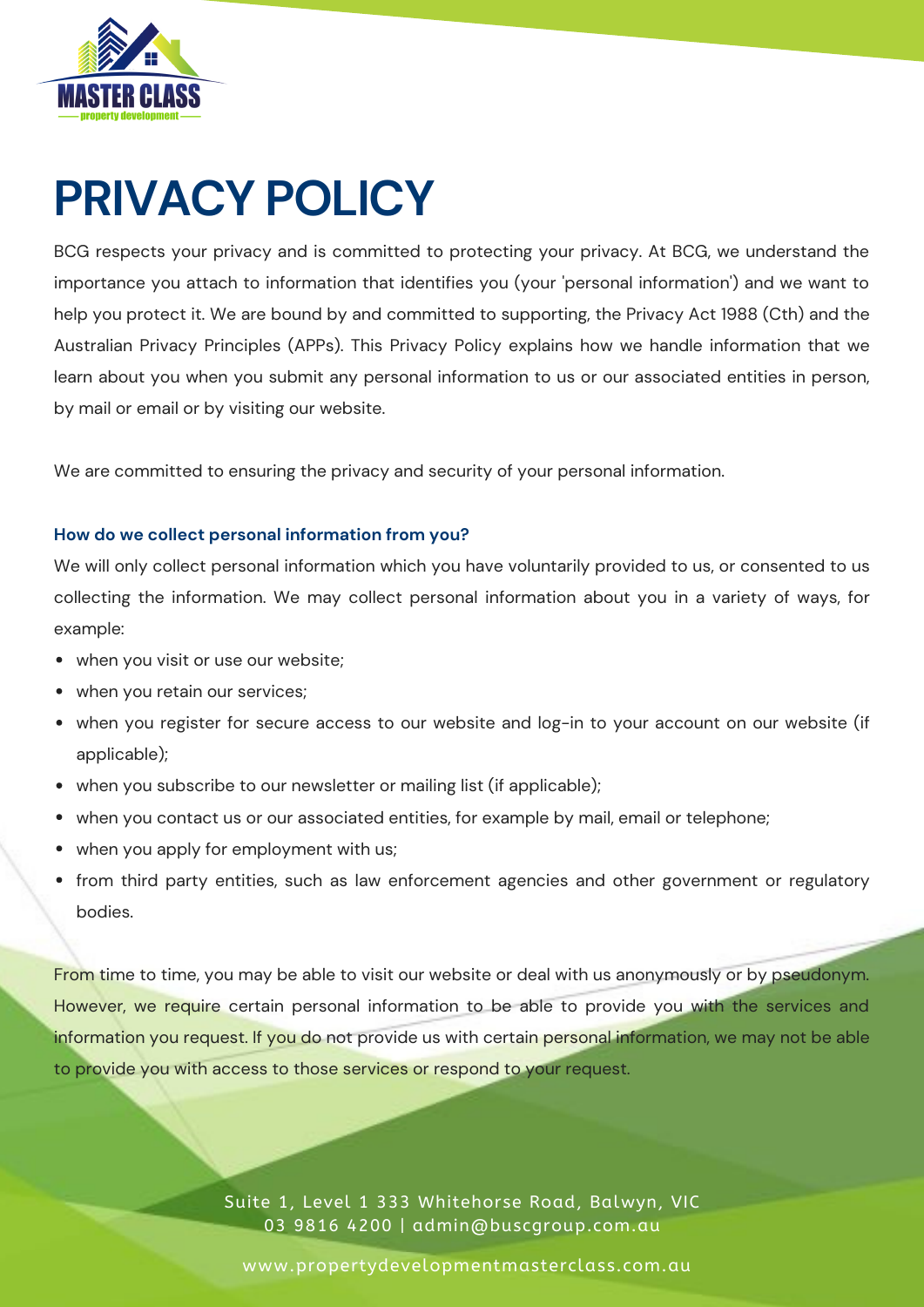# PRIVACY POLICY

BCG respects your privacy and is committed to protecting your privacy. At BCG, we understand the importance you attach to information that identifies you (your 'personal information') and we want to help you protect it. We are bound by and committed to supporting, the Privacy Act 1988 (Cth) and the Australian Privacy Principles (APPs). This Privacy Policy explains how we handle information that we learn about you when you submit any personal information to us or our associated entities in person, by mail or email or by visiting our website.

We are committed to ensuring the privacy and security of your personal information.

### How do we collect personal information from you?

We will only collect personal information which you have voluntarily provided to us, or consented to us collecting the information. We may collect personal information about you in a variety of ways, for example:

- when you visit or use our website;
- when you retain our services;
- when you register for secure access to our website and log-in to your account on our website (if applicable);
- when you subscribe to our newsletter or mailing list (if applicable);
- when you contact us or our associated entities, for example by mail, email or telephone;
- when you apply for employment with us;
- from third party entities, such as law enforcement agencies and other government or regulatory bodies.

From time to time, you may be able to visit our website or deal with us anonymously or by pseudonym. However, we require certain personal information to be able to provide you with the services and information you request. If you do not provide us with certain personal information, we may not be able to provide you with access to those services or respond to your request.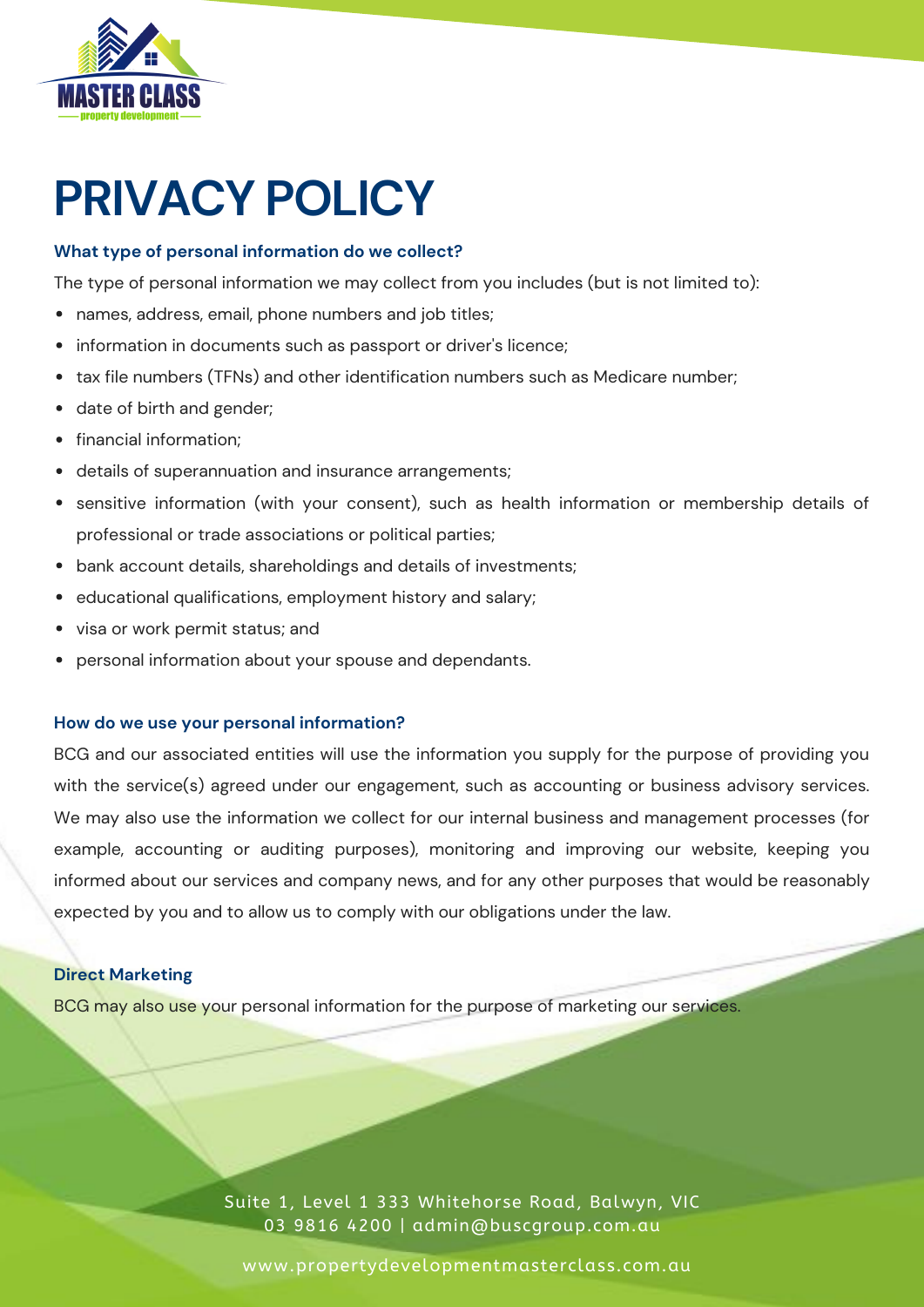# PRIVACY POLICY

### What type of personal information do we collect?

The type of personal information we may collect from you includes (but is not limited to):

- names, address, email, phone numbers and job titles;
- information in documents such as passport or driver's licence;
- tax file numbers (TFNs) and other identification numbers such as Medicare number;
- date of birth and gender;
- financial information;
- details of superannuation and insurance arrangements;
- sensitive information (with your consent), such as health information or membership details of professional or trade associations or political parties;
- bank account details, shareholdings and details of investments;
- educational qualifications, employment history and salary;
- visa or work permit status; and
- personal information about your spouse and dependants.

### How do we use your personal information?

BCG and our associated entities will use the information you supply for the purpose of providing you with the service(s) agreed under our engagement, such as accounting or business advisory services. We may also use the information we collect for our internal business and management processes (for example, accounting or auditing purposes), monitoring and improving our website, keeping you informed about our services and company news, and for any other purposes that would be reasonably expected by you and to allow us to comply with our obligations under the law.

### Direct Marketing

BCG may also use your personal information for the purpose of marketing our services.

Suite 1, Level 1 333 Whitehorse Road, Balwyn, VIC
03 9816 4200 | admin@buscgroup.com.au

www.propertydevelopmentmasterclass.com.au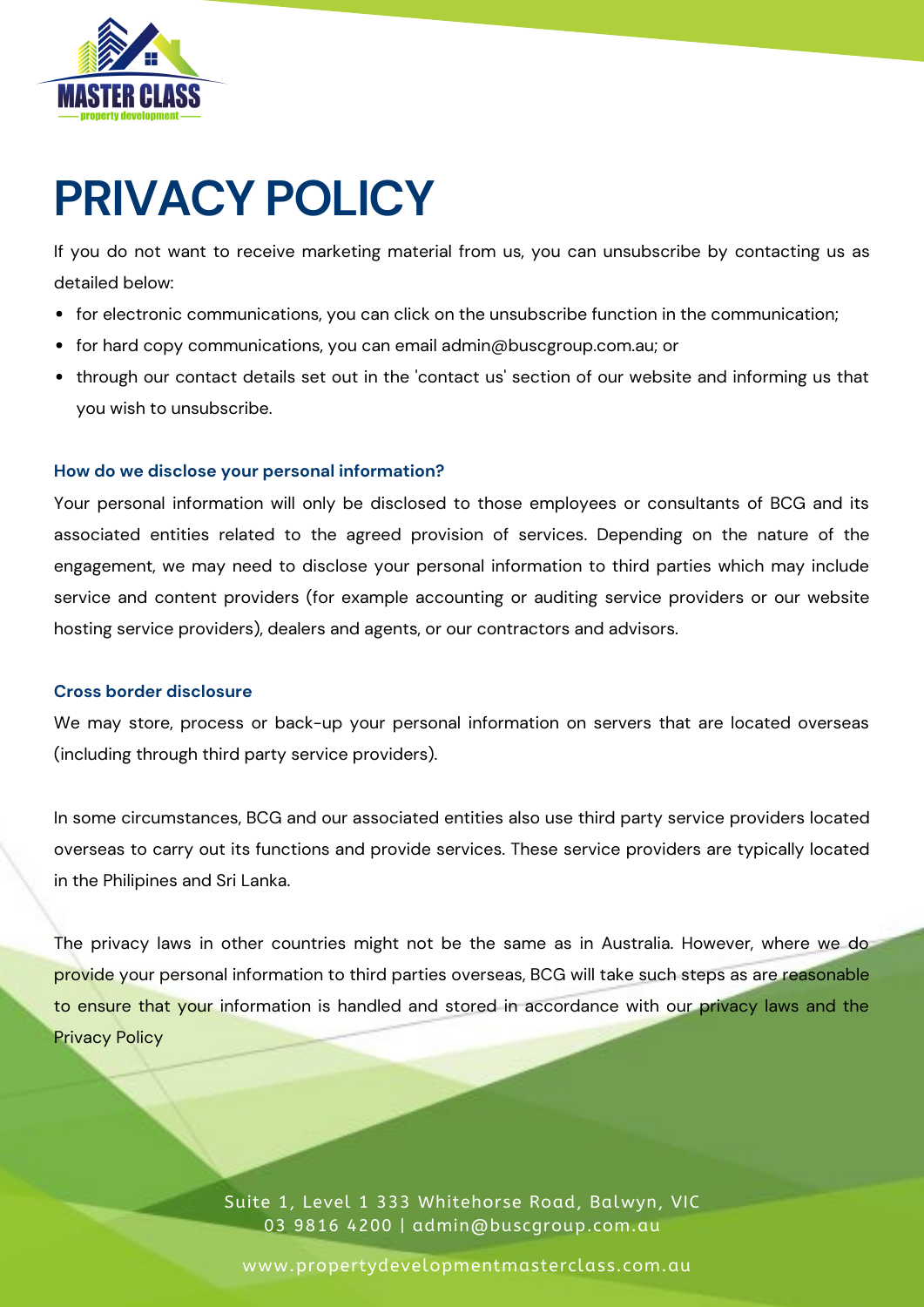# PRIVACY POLICY

If you do not want to receive marketing material from us, you can unsubscribe by contacting us as detailed below:

- for electronic communications, you can click on the unsubscribe function in the communication;
- for hard copy communications, you can email admin@buscgroup.com.au; or
- through our contact details set out in the 'contact us' section of our website and informing us that you wish to unsubscribe.

### How do we disclose your personal information?

Your personal information will only be disclosed to those employees or consultants of BCG and its associated entities related to the agreed provision of services. Depending on the nature of the engagement, we may need to disclose your personal information to third parties which may include service and content providers (for example accounting or auditing service providers or our website hosting service providers), dealers and agents, or our contractors and advisors.

### Cross border disclosure

We may store, process or back-up your personal information on servers that are located overseas (including through third party service providers).

In some circumstances, BCG and our associated entities also use third party service providers located overseas to carry out its functions and provide services. These service providers are typically located in the Philipines and Sri Lanka.

The privacy laws in other countries might not be the same as in Australia. However, where we do provide your personal information to third parties overseas, BCG will take such steps as are reasonable to ensure that your information is handled and stored in accordance with our privacy laws and the Privacy Policy

Suite 1, Level 1 333 Whitehorse Road, Balwyn, VIC
03 9816 4200 | admin@buscgroup.com.au

www.propertydevelopmentmasterclass.com.au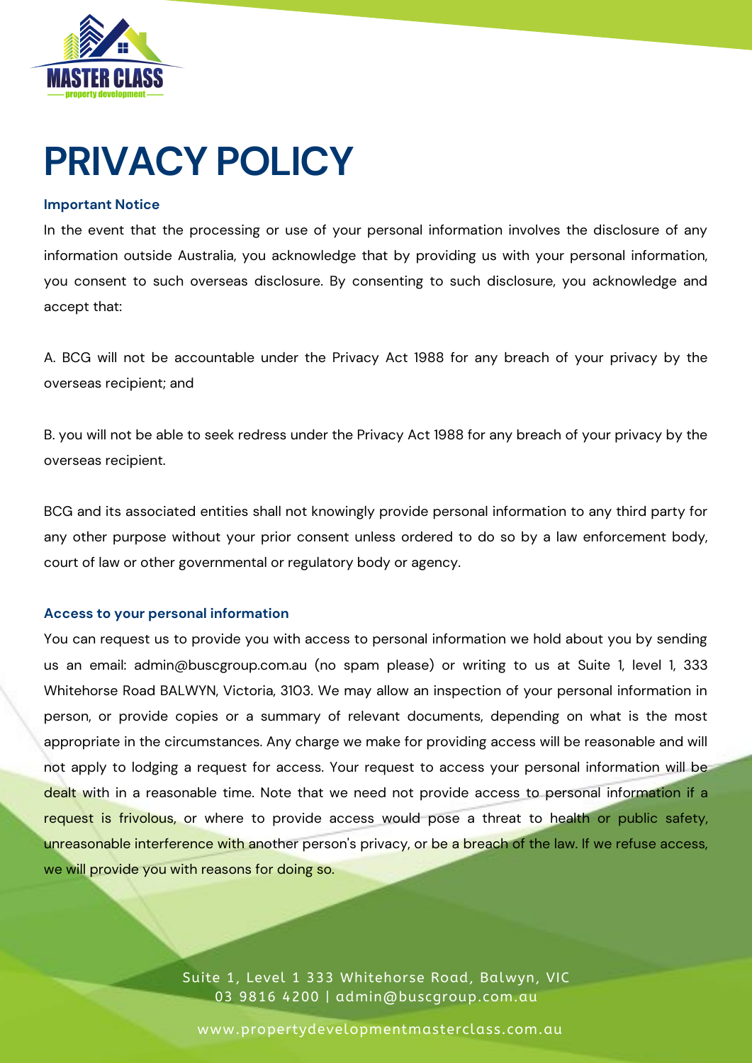# PRIVACY POLICY

### Important Notice

In the event that the processing or use of your personal information involves the disclosure of any information outside Australia, you acknowledge that by providing us with your personal information, you consent to such overseas disclosure. By consenting to such disclosure, you acknowledge and accept that:

A. BCG will not be accountable under the Privacy Act 1988 for any breach of your privacy by the overseas recipient; and

B. you will not be able to seek redress under the Privacy Act 1988 for any breach of your privacy by the overseas recipient.

BCG and its associated entities shall not knowingly provide personal information to any third party for any other purpose without your prior consent unless ordered to do so by a law enforcement body, court of law or other governmental or regulatory body or agency.

### Access to your personal information

You can request us to provide you with access to personal information we hold about you by sending us an email: admin@buscgroup.com.au (no spam please) or writing to us at Suite 1, level 1, 333 Whitehorse Road BALWYN, Victoria, 3103. We may allow an inspection of your personal information in person, or provide copies or a summary of relevant documents, depending on what is the most appropriate in the circumstances. Any charge we make for providing access will be reasonable and will not apply to lodging a request for access. Your request to access your personal information will be dealt with in a reasonable time. Note that we need not provide access to personal information if a request is frivolous, or where to provide access would pose a threat to health or public safety, unreasonable interference with another person's privacy, or be a breach of the law. If we refuse access, we will provide you with reasons for doing so.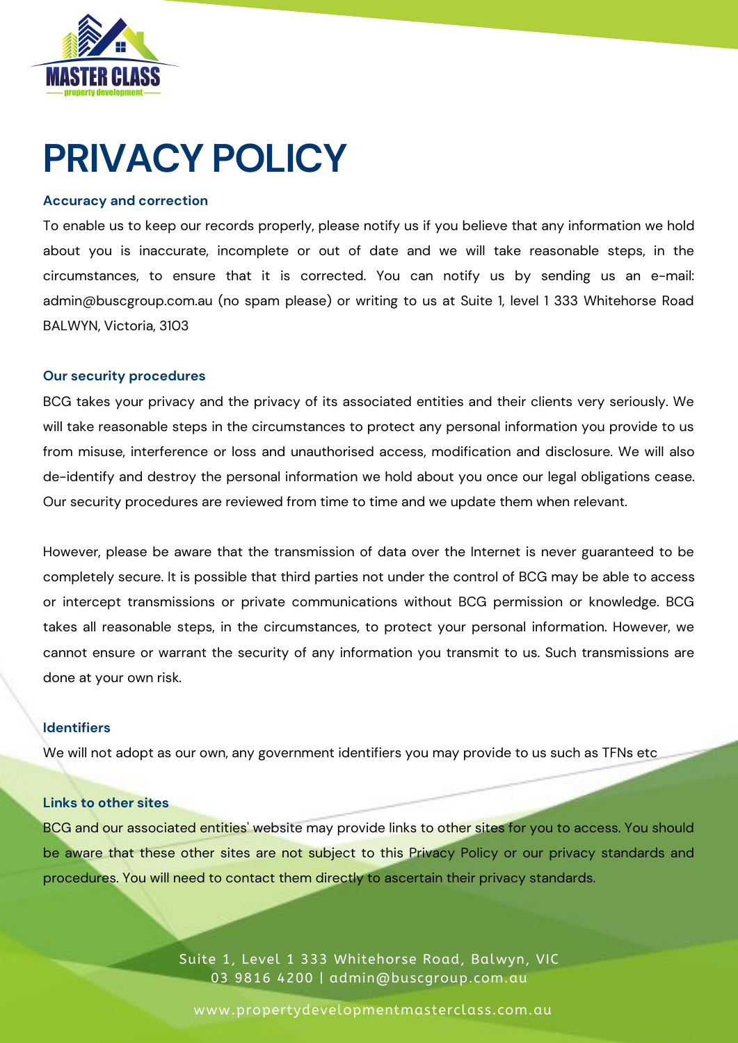# PRIVACY POLICY

### Accuracy and correction

To enable us to keep our records properly, please notify us if you believe that any information we hold about you is inaccurate, incomplete or out of date and we will take reasonable steps, in the circumstances, to ensure that it is corrected. You can notify us by sending us an e-mail: admin@buscgroup.com.au (no spam please) or writing to us at Suite 1, level 1 333 Whitehorse Road BALWYN, Victoria, 3103

### Our security procedures

BCG takes your privacy and the privacy of its associated entities and their clients very seriously. We will take reasonable steps in the circumstances to protect any personal information you provide to us from misuse, interference or loss and unauthorised access, modification and disclosure. We will also de-identify and destroy the personal information we hold about you once our legal obligations cease. Our security procedures are reviewed from time to time and we update them when relevant.

However, please be aware that the transmission of data over the Internet is never guaranteed to be completely secure. It is possible that third parties not under the control of BCG may be able to access or intercept transmissions or private communications without BCG permission or knowledge. BCG takes all reasonable steps, in the circumstances, to protect your personal information. However, we cannot ensure or warrant the security of any information you transmit to us. Such transmissions are done at your own risk.

### Identifiers

We will not adopt as our own, any government identifiers you may provide to us such as TFNs etc

### Links to other sites

BCG and our associated entities' website may provide links to other sites for you to access. You should be aware that these other sites are not subject to this Privacy Policy or our privacy standards and procedures. You will need to contact them directly to ascertain their privacy standards.

Suite 1, Level 1 333 Whitehorse Road, Balwyn, VIC
03 9816 4200 | admin@buscgroup.com.au

www.propertydevelopmentmasterclass.com.au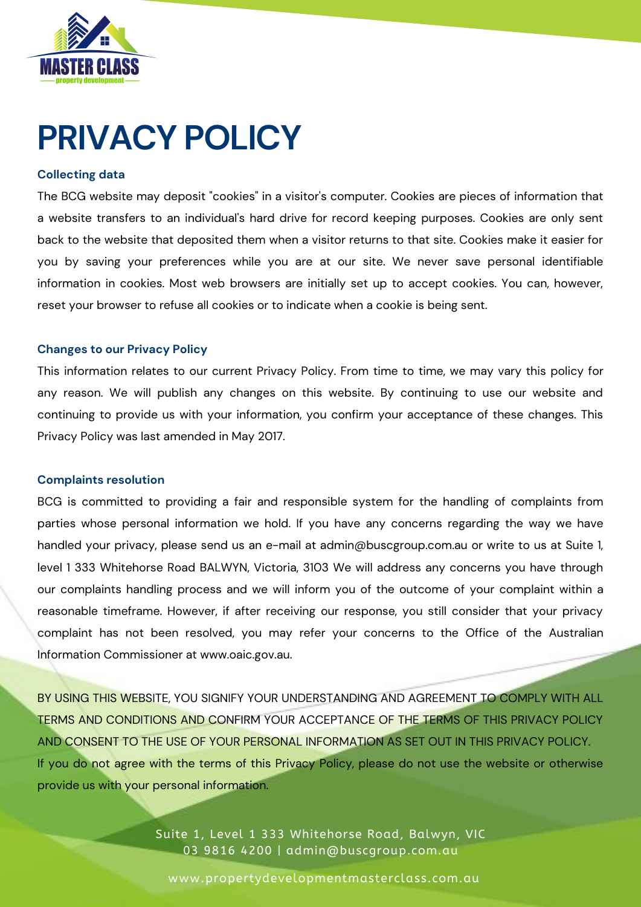# PRIVACY POLICY

### Collecting data

The BCG website may deposit "cookies" in a visitor's computer. Cookies are pieces of information that a website transfers to an individual's hard drive for record keeping purposes. Cookies are only sent back to the website that deposited them when a visitor returns to that site. Cookies make it easier for you by saving your preferences while you are at our site. We never save personal identifiable information in cookies. Most web browsers are initially set up to accept cookies. You can, however, reset your browser to refuse all cookies or to indicate when a cookie is being sent.

### Changes to our Privacy Policy

This information relates to our current Privacy Policy. From time to time, we may vary this policy for any reason. We will publish any changes on this website. By continuing to use our website and continuing to provide us with your information, you confirm your acceptance of these changes. This Privacy Policy was last amended in May 2017.

### Complaints resolution

BCG is committed to providing a fair and responsible system for the handling of complaints from parties whose personal information we hold. If you have any concerns regarding the way we have handled your privacy, please send us an e-mail at admin@buscgroup.com.au or write to us at Suite 1, level 1 333 Whitehorse Road BALWYN, Victoria, 3103 We will address any concerns you have through our complaints handling process and we will inform you of the outcome of your complaint within a reasonable timeframe. However, if after receiving our response, you still consider that your privacy complaint has not been resolved, you may refer your concerns to the Office of the Australian Information Commissioner at www.oaic.gov.au.

BY USING THIS WEBSITE, YOU SIGNIFY YOUR UNDERSTANDING AND AGREEMENT TO COMPLY WITH ALL TERMS AND CONDITIONS AND CONFIRM YOUR ACCEPTANCE OF THE TERMS OF THIS PRIVACY POLICY AND CONSENT TO THE USE OF YOUR PERSONAL INFORMATION AS SET OUT IN THIS PRIVACY POLICY.
If you do not agree with the terms of this Privacy Policy, please do not use the website or otherwise provide us with your personal information.

Suite 1, Level 1 333 Whitehorse Road, Balwyn, VIC
03 9816 4200 | admin@buscgroup.com.au

www.propertydevelopmentmasterclass.com.au